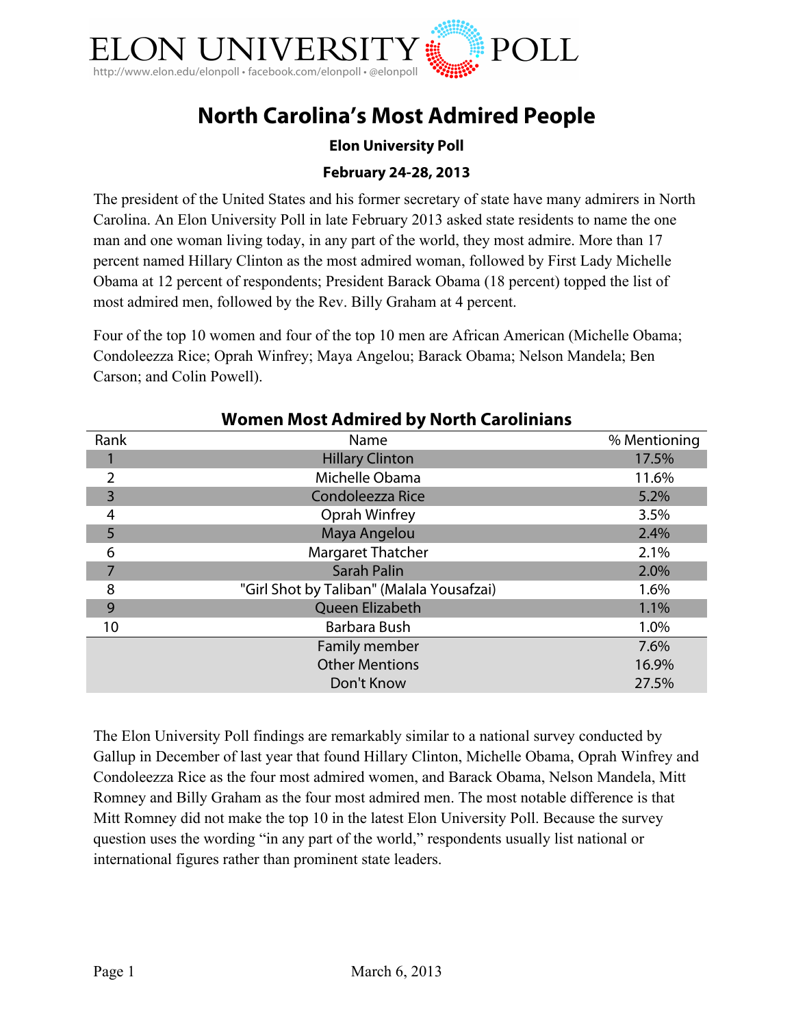# ELON UNIVERSITY POLL

http://www.elon.edu/elonpoll • facebook.com/elonpoll • @elonpoll

## North Carolina's Most Admired People

**Elon University Poll**

**February 24-28, 2013**

The president of the United States and his former secretary of state have many admirers in North Carolina. An Elon University Poll in late February 2013 asked state residents to name the one man and one woman living today, in any part of the world, they most admire. More than 17 percent named Hillary Clinton as the most admired woman, followed by First Lady Michelle Obama at 12 percent of respondents; President Barack Obama (18 percent) topped the list of most admired men, followed by the Rev. Billy Graham at 4 percent.

Four of the top 10 women and four of the top 10 men are African American (Michelle Obama; Condoleezza Rice; Oprah Winfrey; Maya Angelou; Barack Obama; Nelson Mandela; Ben Carson; and Colin Powell).

### Women Most Admired by North Carolinians

| Rank | Name | % Mentioning |
|---|---|---|
| 1 | Hillary Clinton | 17.5% |
| 2 | Michelle Obama | 11.6% |
| 3 | Condoleezza Rice | 5.2% |
| 4 | Oprah Winfrey | 3.5% |
| 5 | Maya Angelou | 2.4% |
| 6 | Margaret Thatcher | 2.1% |
| 7 | Sarah Palin | 2.0% |
| 8 | "Girl Shot by Taliban" (Malala Yousafzai) | 1.6% |
| 9 | Queen Elizabeth | 1.1% |
| 10 | Barbara Bush | 1.0% |
| | Family member | 7.6% |
| | Other Mentions | 16.9% |
| | Don't Know | 27.5% |

The Elon University Poll findings are remarkably similar to a national survey conducted by Gallup in December of last year that found Hillary Clinton, Michelle Obama, Oprah Winfrey and Condoleezza Rice as the four most admired women, and Barack Obama, Nelson Mandela, Mitt Romney and Billy Graham as the four most admired men. The most notable difference is that Mitt Romney did not make the top 10 in the latest Elon University Poll. Because the survey question uses the wording "in any part of the world," respondents usually list national or international figures rather than prominent state leaders.

March 6, 2013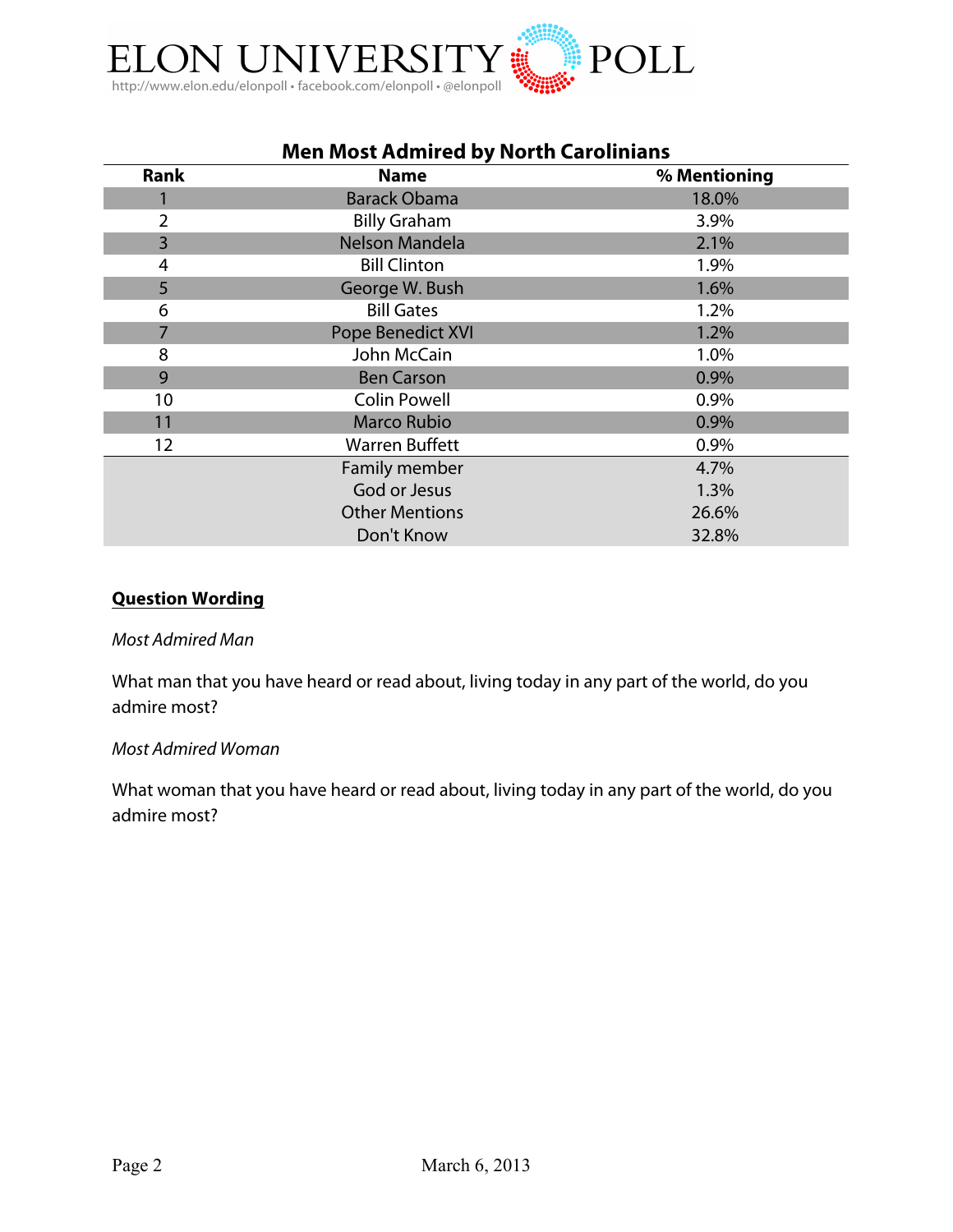## Men Most Admired by North Carolinians

| Rank | Name | % Mentioning |
|---|---|---|
| 1 | Barack Obama | 18.0% |
| 2 | Billy Graham | 3.9% |
| 3 | Nelson Mandela | 2.1% |
| 4 | Bill Clinton | 1.9% |
| 5 | George W. Bush | 1.6% |
| 6 | Bill Gates | 1.2% |
| 7 | Pope Benedict XVI | 1.2% |
| 8 | John McCain | 1.0% |
| 9 | Ben Carson | 0.9% |
| 10 | Colin Powell | 0.9% |
| 11 | Marco Rubio | 0.9% |
| 12 | Warren Buffett | 0.9% |
| | Family member | 4.7% |
| | God or Jesus | 1.3% |
| | Other Mentions | 26.6% |
| | Don't Know | 32.8% |

**Question Wording**

*Most Admired Man*

What man that you have heard or read about, living today in any part of the world, do you admire most?

*Most Admired Woman*

What woman that you have heard or read about, living today in any part of the world, do you admire most?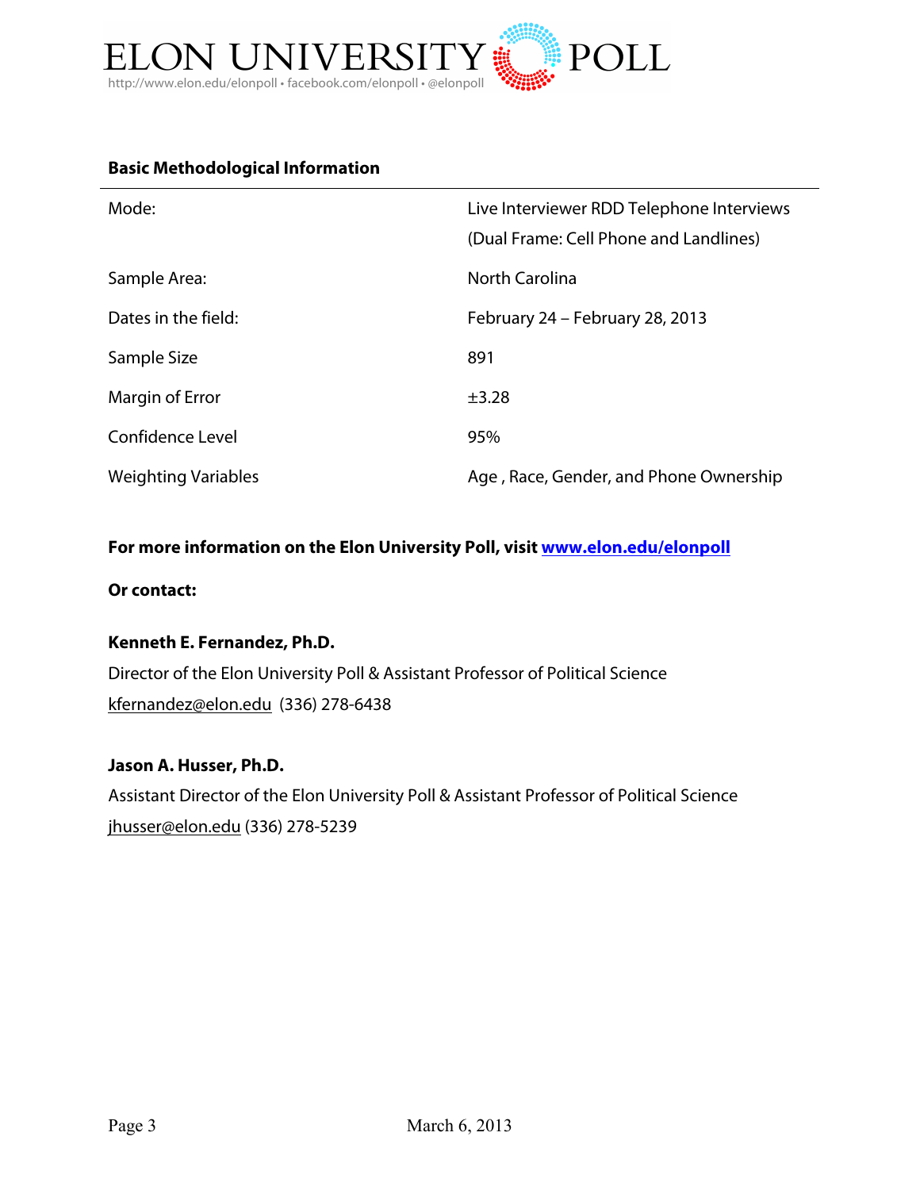ELON UNIVERSITY POLL

http://www.elon.edu/elonpoll • facebook.com/elonpoll • @elonpoll

**Basic Methodological Information**

| | |
|---|---|
| Mode: | Live Interviewer RDD Telephone Interviews (Dual Frame: Cell Phone and Landlines) |
| Sample Area: | North Carolina |
| Dates in the field: | February 24 – February 28, 2013 |
| Sample Size | 891 |
| Margin of Error | ±3.28 |
| Confidence Level | 95% |
| Weighting Variables | Age , Race, Gender, and Phone Ownership |

**For more information on the Elon University Poll, visit www.elon.edu/elonpoll**

**Or contact:**

**Kenneth E. Fernandez, Ph.D.**
Director of the Elon University Poll & Assistant Professor of Political Science
kfernandez@elon.edu (336) 278-6438

**Jason A. Husser, Ph.D.**
Assistant Director of the Elon University Poll & Assistant Professor of Political Science
jhusser@elon.edu (336) 278-5239

March 6, 2013